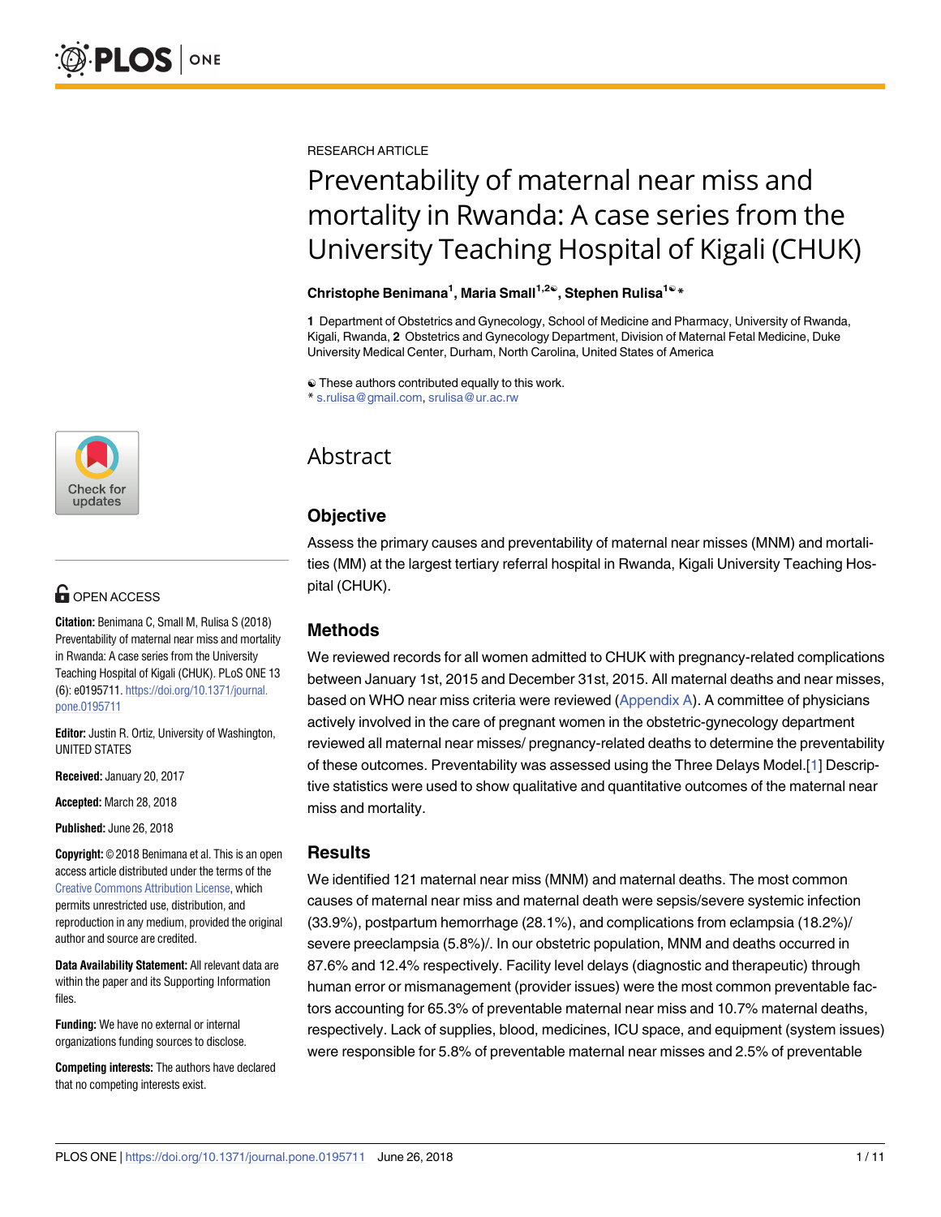RESEARCH ARTICLE

# Preventability of maternal near miss and mortality in Rwanda: A case series from the University Teaching Hospital of Kigali (CHUK)

**Christophe Benimana[1], Maria Small[1,2☯], Stephen Rulisa[1☯]***

1 Department of Obstetrics and Gynecology, School of Medicine and Pharmacy, University of Rwanda, Kigali, Rwanda, 2 Obstetrics and Gynecology Department, Division of Maternal Fetal Medicine, Duke University Medical Center, Durham, North Carolina, United States of America

☯ These authors contributed equally to this work.
* s.rulisa@gmail.com, srulisa@ur.ac.rw

OPEN ACCESS

**Citation:** Benimana C, Small M, Rulisa S (2018) Preventability of maternal near miss and mortality in Rwanda: A case series from the University Teaching Hospital of Kigali (CHUK). PLoS ONE 13 (6): e0195711. https://doi.org/10.1371/journal.pone.0195711

**Editor:** Justin R. Ortiz, University of Washington, UNITED STATES

**Received:** January 20, 2017

**Accepted:** March 28, 2018

**Published:** June 26, 2018

**Copyright:** © 2018 Benimana et al. This is an open access article distributed under the terms of the Creative Commons Attribution License, which permits unrestricted use, distribution, and reproduction in any medium, provided the original author and source are credited.

**Data Availability Statement:** All relevant data are within the paper and its Supporting Information files.

**Funding:** We have no external or internal organizations funding sources to disclose.

**Competing interests:** The authors have declared that no competing interests exist.

## Abstract

### Objective

Assess the primary causes and preventability of maternal near misses (MNM) and mortalities (MM) at the largest tertiary referral hospital in Rwanda, Kigali University Teaching Hospital (CHUK).

### Methods

We reviewed records for all women admitted to CHUK with pregnancy-related complications between January 1st, 2015 and December 31st, 2015. All maternal deaths and near misses, based on WHO near miss criteria were reviewed (Appendix A). A committee of physicians actively involved in the care of pregnant women in the obstetric-gynecology department reviewed all maternal near misses/ pregnancy-related deaths to determine the preventability of these outcomes. Preventability was assessed using the Three Delays Model.[1] Descriptive statistics were used to show qualitative and quantitative outcomes of the maternal near miss and mortality.

### Results

We identified 121 maternal near miss (MNM) and maternal deaths. The most common causes of maternal near miss and maternal death were sepsis/severe systemic infection (33.9%), postpartum hemorrhage (28.1%), and complications from eclampsia (18.2%)/ severe preeclampsia (5.8%)/. In our obstetric population, MNM and deaths occurred in 87.6% and 12.4% respectively. Facility level delays (diagnostic and therapeutic) through human error or mismanagement (provider issues) were the most common preventable factors accounting for 65.3% of preventable maternal near miss and 10.7% maternal deaths, respectively. Lack of supplies, blood, medicines, ICU space, and equipment (system issues) were responsible for 5.8% of preventable maternal near misses and 2.5% of preventable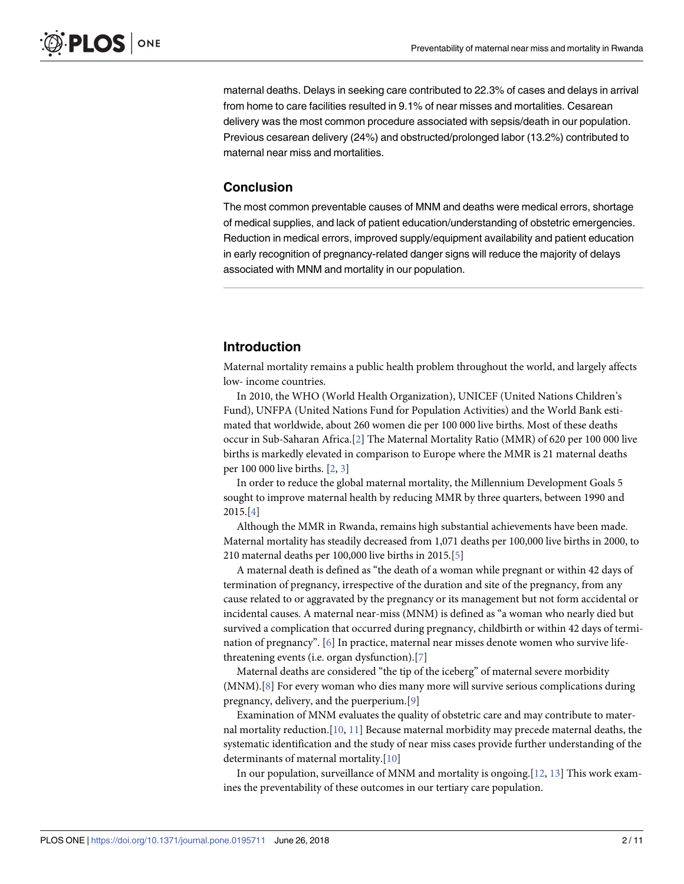maternal deaths. Delays in seeking care contributed to 22.3% of cases and delays in arrival from home to care facilities resulted in 9.1% of near misses and mortalities. Cesarean delivery was the most common procedure associated with sepsis/death in our population. Previous cesarean delivery (24%) and obstructed/prolonged labor (13.2%) contributed to maternal near miss and mortalities.

## Conclusion

The most common preventable causes of MNM and deaths were medical errors, shortage of medical supplies, and lack of patient education/understanding of obstetric emergencies. Reduction in medical errors, improved supply/equipment availability and patient education in early recognition of pregnancy-related danger signs will reduce the majority of delays associated with MNM and mortality in our population.

## Introduction

Maternal mortality remains a public health problem throughout the world, and largely affects low- income countries.

In 2010, the WHO (World Health Organization), UNICEF (United Nations Children's Fund), UNFPA (United Nations Fund for Population Activities) and the World Bank estimated that worldwide, about 260 women die per 100 000 live births. Most of these deaths occur in Sub-Saharan Africa.[2] The Maternal Mortality Ratio (MMR) of 620 per 100 000 live births is markedly elevated in comparison to Europe where the MMR is 21 maternal deaths per 100 000 live births. [2, 3]

In order to reduce the global maternal mortality, the Millennium Development Goals 5 sought to improve maternal health by reducing MMR by three quarters, between 1990 and 2015.[4]

Although the MMR in Rwanda, remains high substantial achievements have been made. Maternal mortality has steadily decreased from 1,071 deaths per 100,000 live births in 2000, to 210 maternal deaths per 100,000 live births in 2015.[5]

A maternal death is defined as "the death of a woman while pregnant or within 42 days of termination of pregnancy, irrespective of the duration and site of the pregnancy, from any cause related to or aggravated by the pregnancy or its management but not form accidental or incidental causes. A maternal near-miss (MNM) is defined as "a woman who nearly died but survived a complication that occurred during pregnancy, childbirth or within 42 days of termination of pregnancy". [6] In practice, maternal near misses denote women who survive life-threatening events (i.e. organ dysfunction).[7]

Maternal deaths are considered "the tip of the iceberg" of maternal severe morbidity (MNM).[8] For every woman who dies many more will survive serious complications during pregnancy, delivery, and the puerperium.[9]

Examination of MNM evaluates the quality of obstetric care and may contribute to maternal mortality reduction.[10, 11] Because maternal morbidity may precede maternal deaths, the systematic identification and the study of near miss cases provide further understanding of the determinants of maternal mortality.[10]

In our population, surveillance of MNM and mortality is ongoing.[12, 13] This work examines the preventability of these outcomes in our tertiary care population.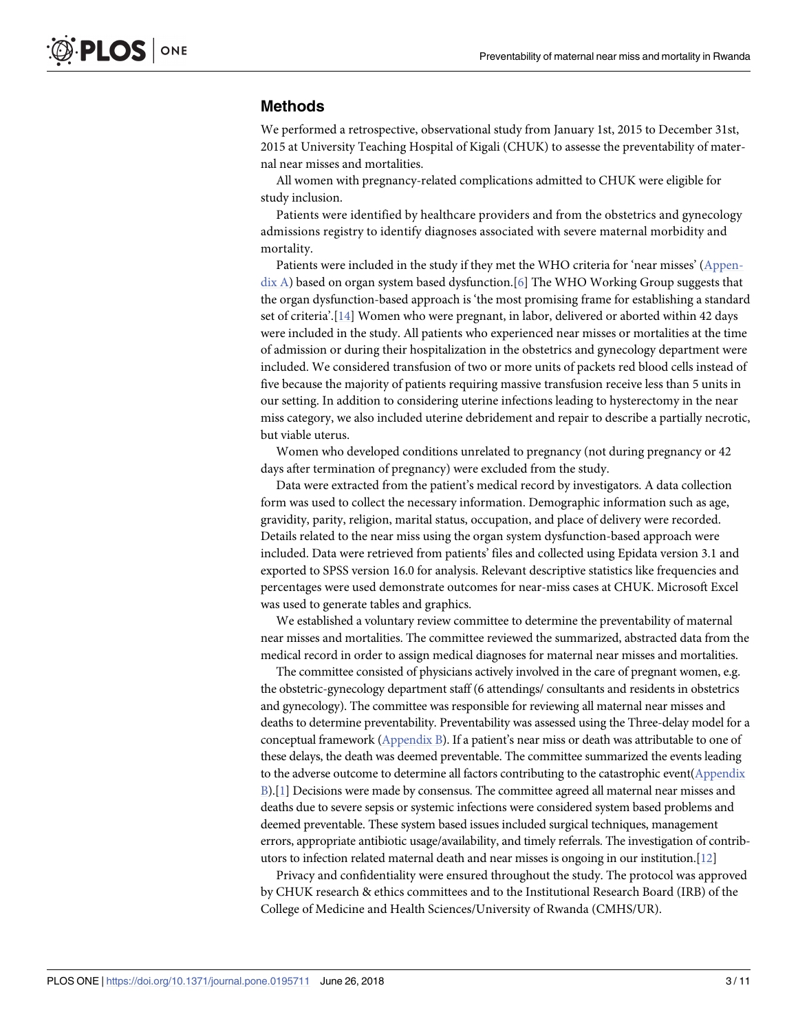## Methods

We performed a retrospective, observational study from January 1st, 2015 to December 31st, 2015 at University Teaching Hospital of Kigali (CHUK) to assesse the preventability of maternal near misses and mortalities.

All women with pregnancy-related complications admitted to CHUK were eligible for study inclusion.

Patients were identified by healthcare providers and from the obstetrics and gynecology admissions registry to identify diagnoses associated with severe maternal morbidity and mortality.

Patients were included in the study if they met the WHO criteria for 'near misses' (Appendix A) based on organ system based dysfunction.[6] The WHO Working Group suggests that the organ dysfunction-based approach is 'the most promising frame for establishing a standard set of criteria'.[14] Women who were pregnant, in labor, delivered or aborted within 42 days were included in the study. All patients who experienced near misses or mortalities at the time of admission or during their hospitalization in the obstetrics and gynecology department were included. We considered transfusion of two or more units of packets red blood cells instead of five because the majority of patients requiring massive transfusion receive less than 5 units in our setting. In addition to considering uterine infections leading to hysterectomy in the near miss category, we also included uterine debridement and repair to describe a partially necrotic, but viable uterus.

Women who developed conditions unrelated to pregnancy (not during pregnancy or 42 days after termination of pregnancy) were excluded from the study.

Data were extracted from the patient's medical record by investigators. A data collection form was used to collect the necessary information. Demographic information such as age, gravidity, parity, religion, marital status, occupation, and place of delivery were recorded. Details related to the near miss using the organ system dysfunction-based approach were included. Data were retrieved from patients' files and collected using Epidata version 3.1 and exported to SPSS version 16.0 for analysis. Relevant descriptive statistics like frequencies and percentages were used demonstrate outcomes for near-miss cases at CHUK. Microsoft Excel was used to generate tables and graphics.

We established a voluntary review committee to determine the preventability of maternal near misses and mortalities. The committee reviewed the summarized, abstracted data from the medical record in order to assign medical diagnoses for maternal near misses and mortalities.

The committee consisted of physicians actively involved in the care of pregnant women, e.g. the obstetric-gynecology department staff (6 attendings/ consultants and residents in obstetrics and gynecology). The committee was responsible for reviewing all maternal near misses and deaths to determine preventability. Preventability was assessed using the Three-delay model for a conceptual framework (Appendix B). If a patient's near miss or death was attributable to one of these delays, the death was deemed preventable. The committee summarized the events leading to the adverse outcome to determine all factors contributing to the catastrophic event(Appendix B).[1] Decisions were made by consensus. The committee agreed all maternal near misses and deaths due to severe sepsis or systemic infections were considered system based problems and deemed preventable. These system based issues included surgical techniques, management errors, appropriate antibiotic usage/availability, and timely referrals. The investigation of contributors to infection related maternal death and near misses is ongoing in our institution.[12]

Privacy and confidentiality were ensured throughout the study. The protocol was approved by CHUK research & ethics committees and to the Institutional Research Board (IRB) of the College of Medicine and Health Sciences/University of Rwanda (CMHS/UR).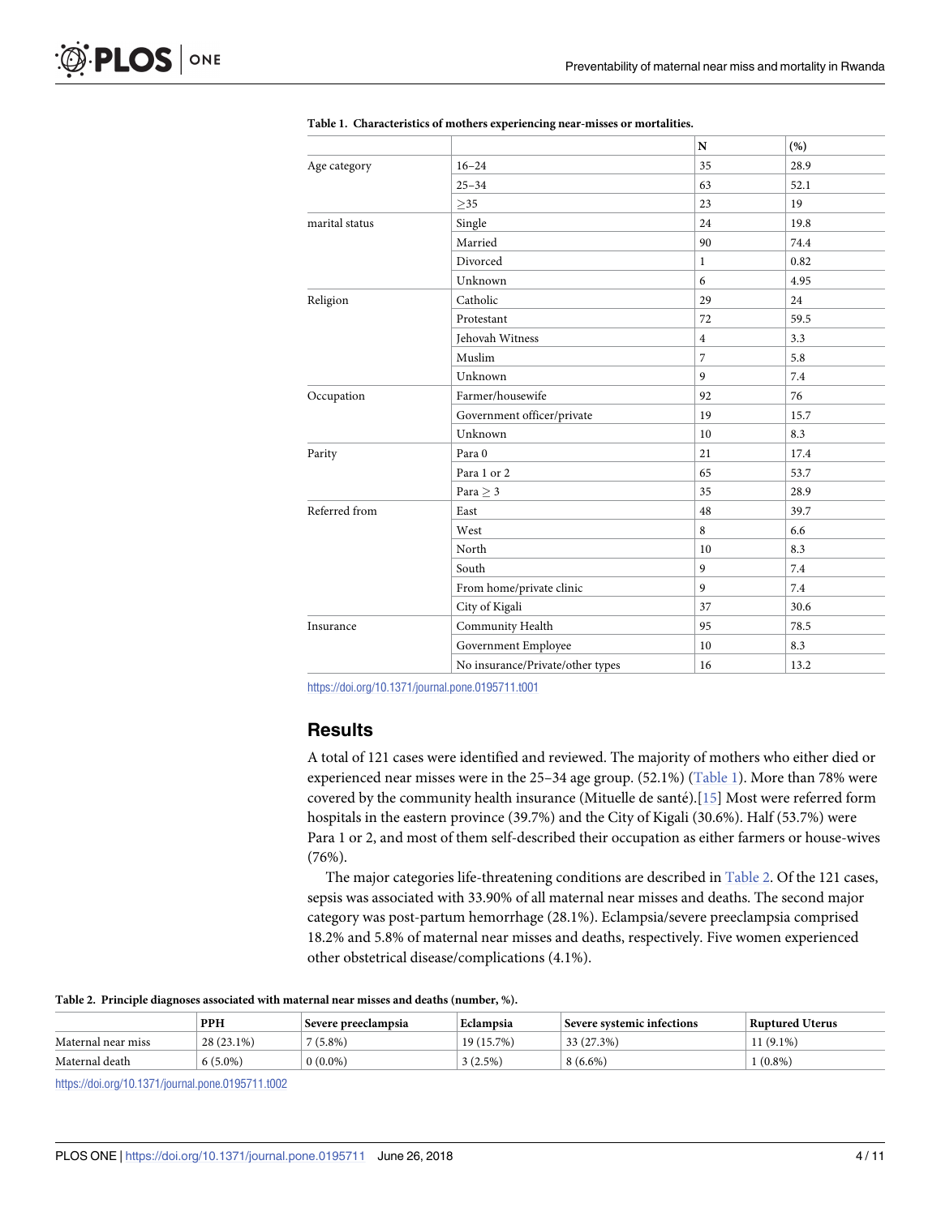**Table 1. Characteristics of mothers experiencing near-misses or mortalities.**

| | | N | (%) |
|---|---|---|---|
| Age category | 16–24 | 35 | 28.9 |
| | 25–34 | 63 | 52.1 |
| | ≥35 | 23 | 19 |
| marital status | Single | 24 | 19.8 |
| | Married | 90 | 74.4 |
| | Divorced | 1 | 0.82 |
| | Unknown | 6 | 4.95 |
| Religion | Catholic | 29 | 24 |
| | Protestant | 72 | 59.5 |
| | Jehovah Witness | 4 | 3.3 |
| | Muslim | 7 | 5.8 |
| | Unknown | 9 | 7.4 |
| Occupation | Farmer/housewife | 92 | 76 |
| | Government officer/private | 19 | 15.7 |
| | Unknown | 10 | 8.3 |
| Parity | Para 0 | 21 | 17.4 |
| | Para 1 or 2 | 65 | 53.7 |
| | Para ≥ 3 | 35 | 28.9 |
| Referred from | East | 48 | 39.7 |
| | West | 8 | 6.6 |
| | North | 10 | 8.3 |
| | South | 9 | 7.4 |
| | From home/private clinic | 9 | 7.4 |
| | City of Kigali | 37 | 30.6 |
| Insurance | Community Health | 95 | 78.5 |
| | Government Employee | 10 | 8.3 |
| | No insurance/Private/other types | 16 | 13.2 |

https://doi.org/10.1371/journal.pone.0195711.t001

## Results

A total of 121 cases were identified and reviewed. The majority of mothers who either died or experienced near misses were in the 25–34 age group. (52.1%) (Table 1). More than 78% were covered by the community health insurance (Mituelle de santé).[15] Most were referred form hospitals in the eastern province (39.7%) and the City of Kigali (30.6%). Half (53.7%) were Para 1 or 2, and most of them self-described their occupation as either farmers or house-wives (76%).

The major categories life-threatening conditions are described in Table 2. Of the 121 cases, sepsis was associated with 33.90% of all maternal near misses and deaths. The second major category was post-partum hemorrhage (28.1%). Eclampsia/severe preeclampsia comprised 18.2% and 5.8% of maternal near misses and deaths, respectively. Five women experienced other obstetrical disease/complications (4.1%).

**Table 2. Principle diagnoses associated with maternal near misses and deaths (number, %).**

| | PPH | Severe preeclampsia | Eclampsia | Severe systemic infections | Ruptured Uterus |
|---|---|---|---|---|---|
| Maternal near miss | 28 (23.1%) | 7 (5.8%) | 19 (15.7%) | 33 (27.3%) | 11 (9.1%) |
| Maternal death | 6 (5.0%) | 0 (0.0%) | 3 (2.5%) | 8 (6.6%) | 1 (0.8%) |

https://doi.org/10.1371/journal.pone.0195711.t002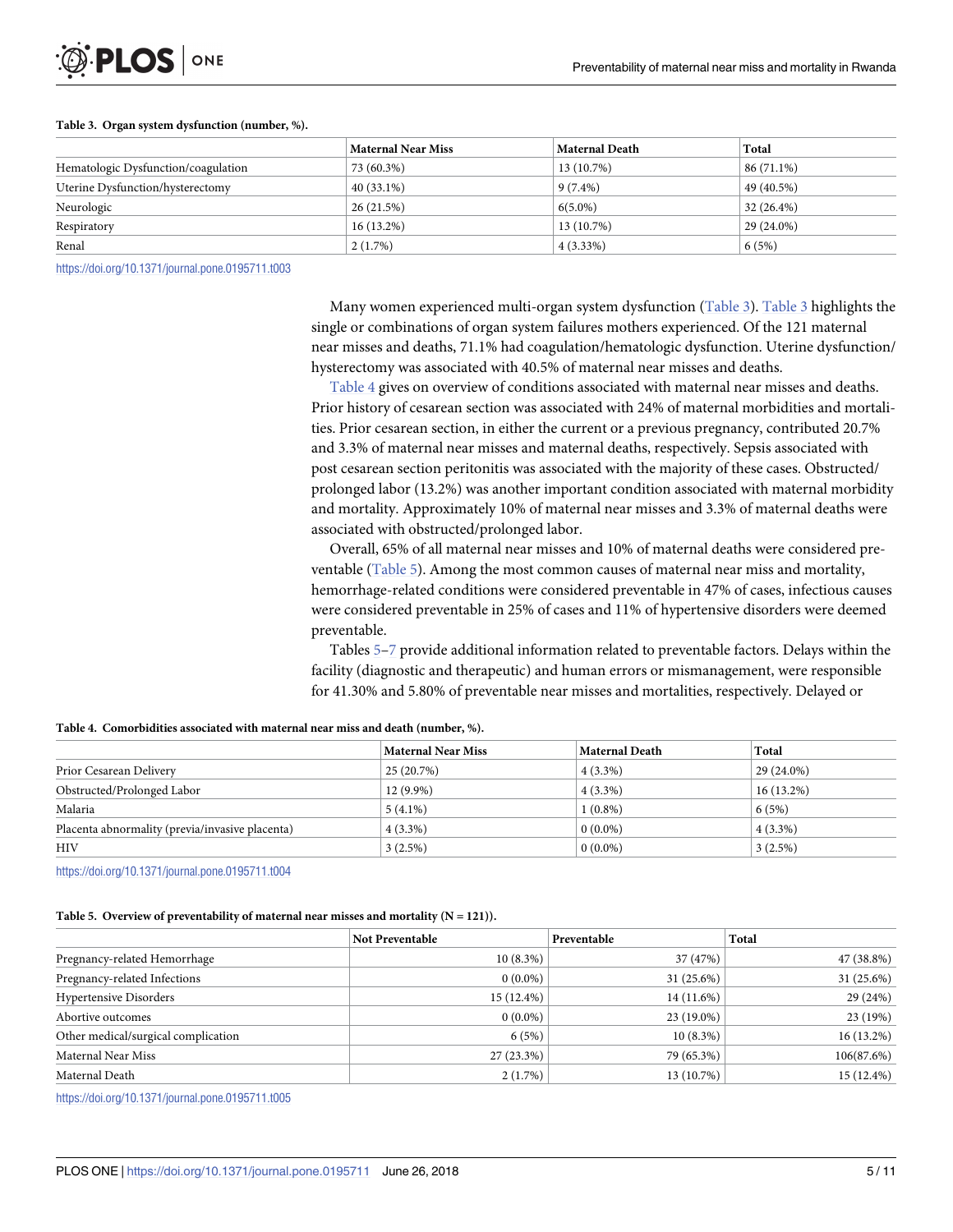**Table 3. Organ system dysfunction (number, %).**

| | Maternal Near Miss | Maternal Death | Total |
|---|---|---|---|
| Hematologic Dysfunction/coagulation | 73 (60.3%) | 13 (10.7%) | 86 (71.1%) |
| Uterine Dysfunction/hysterectomy | 40 (33.1%) | 9 (7.4%) | 49 (40.5%) |
| Neurologic | 26 (21.5%) | 6(5.0%) | 32 (26.4%) |
| Respiratory | 16 (13.2%) | 13 (10.7%) | 29 (24.0%) |
| Renal | 2 (1.7%) | 4 (3.33%) | 6 (5%) |

https://doi.org/10.1371/journal.pone.0195711.t003

Many women experienced multi-organ system dysfunction (Table 3). Table 3 highlights the single or combinations of organ system failures mothers experienced. Of the 121 maternal near misses and deaths, 71.1% had coagulation/hematologic dysfunction. Uterine dysfunction/hysterectomy was associated with 40.5% of maternal near misses and deaths.

Table 4 gives on overview of conditions associated with maternal near misses and deaths. Prior history of cesarean section was associated with 24% of maternal morbidities and mortalities. Prior cesarean section, in either the current or a previous pregnancy, contributed 20.7% and 3.3% of maternal near misses and maternal deaths, respectively. Sepsis associated with post cesarean section peritonitis was associated with the majority of these cases. Obstructed/prolonged labor (13.2%) was another important condition associated with maternal morbidity and mortality. Approximately 10% of maternal near misses and 3.3% of maternal deaths were associated with obstructed/prolonged labor.

Overall, 65% of all maternal near misses and 10% of maternal deaths were considered preventable (Table 5). Among the most common causes of maternal near miss and mortality, hemorrhage-related conditions were considered preventable in 47% of cases, infectious causes were considered preventable in 25% of cases and 11% of hypertensive disorders were deemed preventable.

Tables 5–7 provide additional information related to preventable factors. Delays within the facility (diagnostic and therapeutic) and human errors or mismanagement, were responsible for 41.30% and 5.80% of preventable near misses and mortalities, respectively. Delayed or

**Table 4. Comorbidities associated with maternal near miss and death (number, %).**

| | Maternal Near Miss | Maternal Death | Total |
|---|---|---|---|
| Prior Cesarean Delivery | 25 (20.7%) | 4 (3.3%) | 29 (24.0%) |
| Obstructed/Prolonged Labor | 12 (9.9%) | 4 (3.3%) | 16 (13.2%) |
| Malaria | 5 (4.1%) | 1 (0.8%) | 6 (5%) |
| Placenta abnormality (previa/invasive placenta) | 4 (3.3%) | 0 (0.0%) | 4 (3.3%) |
| HIV | 3 (2.5%) | 0 (0.0%) | 3 (2.5%) |

https://doi.org/10.1371/journal.pone.0195711.t004

**Table 5. Overview of preventability of maternal near misses and mortality (N = 121)).**

| | Not Preventable | Preventable | Total |
|---|---|---|---|
| Pregnancy-related Hemorrhage | 10 (8.3%) | 37 (47%) | 47 (38.8%) |
| Pregnancy-related Infections | 0 (0.0%) | 31 (25.6%) | 31 (25.6%) |
| Hypertensive Disorders | 15 (12.4%) | 14 (11.6%) | 29 (24%) |
| Abortive outcomes | 0 (0.0%) | 23 (19.0%) | 23 (19%) |
| Other medical/surgical complication | 6 (5%) | 10 (8.3%) | 16 (13.2%) |
| Maternal Near Miss | 27 (23.3%) | 79 (65.3%) | 106(87.6%) |
| Maternal Death | 2 (1.7%) | 13 (10.7%) | 15 (12.4%) |

https://doi.org/10.1371/journal.pone.0195711.t005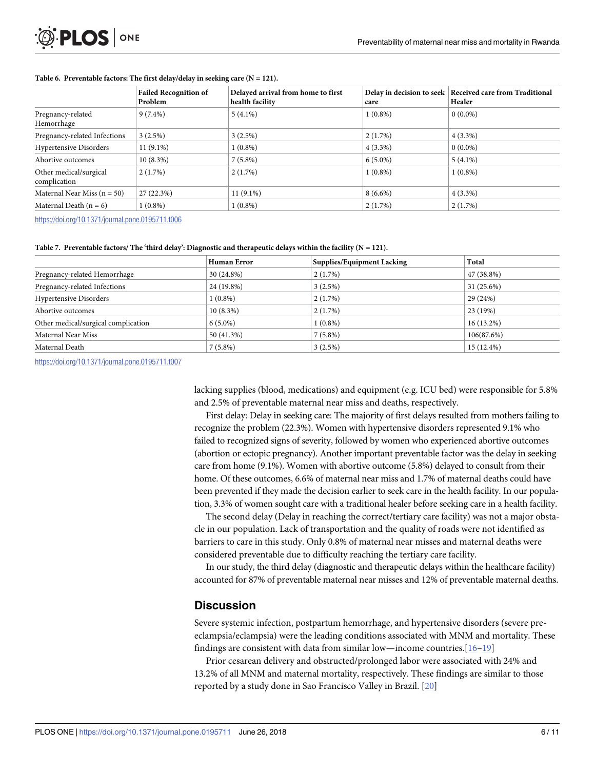**Table 6. Preventable factors: The first delay/delay in seeking care (N = 121).**

| | Failed Recognition of Problem | Delayed arrival from home to first health facility | Delay in decision to seek care | Received care from Traditional Healer |
|---|---|---|---|---|
| Pregnancy-related Hemorrhage | 9 (7.4%) | 5 (4.1%) | 1 (0.8%) | 0 (0.0%) |
| Pregnancy-related Infections | 3 (2.5%) | 3 (2.5%) | 2 (1.7%) | 4 (3.3%) |
| Hypertensive Disorders | 11 (9.1%) | 1 (0.8%) | 4 (3.3%) | 0 (0.0%) |
| Abortive outcomes | 10 (8.3%) | 7 (5.8%) | 6 (5.0%) | 5 (4.1%) |
| Other medical/surgical complication | 2 (1.7%) | 2 (1.7%) | 1 (0.8%) | 1 (0.8%) |
| Maternal Near Miss (n = 50) | 27 (22.3%) | 11 (9.1%) | 8 (6.6%) | 4 (3.3%) |
| Maternal Death (n = 6) | 1 (0.8%) | 1 (0.8%) | 2 (1.7%) | 2 (1.7%) |

https://doi.org/10.1371/journal.pone.0195711.t006

**Table 7. Preventable factors/ The 'third delay': Diagnostic and therapeutic delays within the facility (N = 121).**

| | Human Error | Supplies/Equipment Lacking | Total |
|---|---|---|---|
| Pregnancy-related Hemorrhage | 30 (24.8%) | 2 (1.7%) | 47 (38.8%) |
| Pregnancy-related Infections | 24 (19.8%) | 3 (2.5%) | 31 (25.6%) |
| Hypertensive Disorders | 1 (0.8%) | 2 (1.7%) | 29 (24%) |
| Abortive outcomes | 10 (8.3%) | 2 (1.7%) | 23 (19%) |
| Other medical/surgical complication | 6 (5.0%) | 1 (0.8%) | 16 (13.2%) |
| Maternal Near Miss | 50 (41.3%) | 7 (5.8%) | 106(87.6%) |
| Maternal Death | 7 (5.8%) | 3 (2.5%) | 15 (12.4%) |

https://doi.org/10.1371/journal.pone.0195711.t007

lacking supplies (blood, medications) and equipment (e.g. ICU bed) were responsible for 5.8% and 2.5% of preventable maternal near miss and deaths, respectively.

First delay: Delay in seeking care: The majority of first delays resulted from mothers failing to recognize the problem (22.3%). Women with hypertensive disorders represented 9.1% who failed to recognized signs of severity, followed by women who experienced abortive outcomes (abortion or ectopic pregnancy). Another important preventable factor was the delay in seeking care from home (9.1%). Women with abortive outcome (5.8%) delayed to consult from their home. Of these outcomes, 6.6% of maternal near miss and 1.7% of maternal deaths could have been prevented if they made the decision earlier to seek care in the health facility. In our population, 3.3% of women sought care with a traditional healer before seeking care in a health facility.

The second delay (Delay in reaching the correct/tertiary care facility) was not a major obstacle in our population. Lack of transportation and the quality of roads were not identified as barriers to care in this study. Only 0.8% of maternal near misses and maternal deaths were considered preventable due to difficulty reaching the tertiary care facility.

In our study, the third delay (diagnostic and therapeutic delays within the healthcare facility) accounted for 87% of preventable maternal near misses and 12% of preventable maternal deaths.

## Discussion

Severe systemic infection, postpartum hemorrhage, and hypertensive disorders (severe pre-eclampsia/eclampsia) were the leading conditions associated with MNM and mortality. These findings are consistent with data from similar low—income countries.[16–19]

Prior cesarean delivery and obstructed/prolonged labor were associated with 24% and 13.2% of all MNM and maternal mortality, respectively. These findings are similar to those reported by a study done in Sao Francisco Valley in Brazil. [20]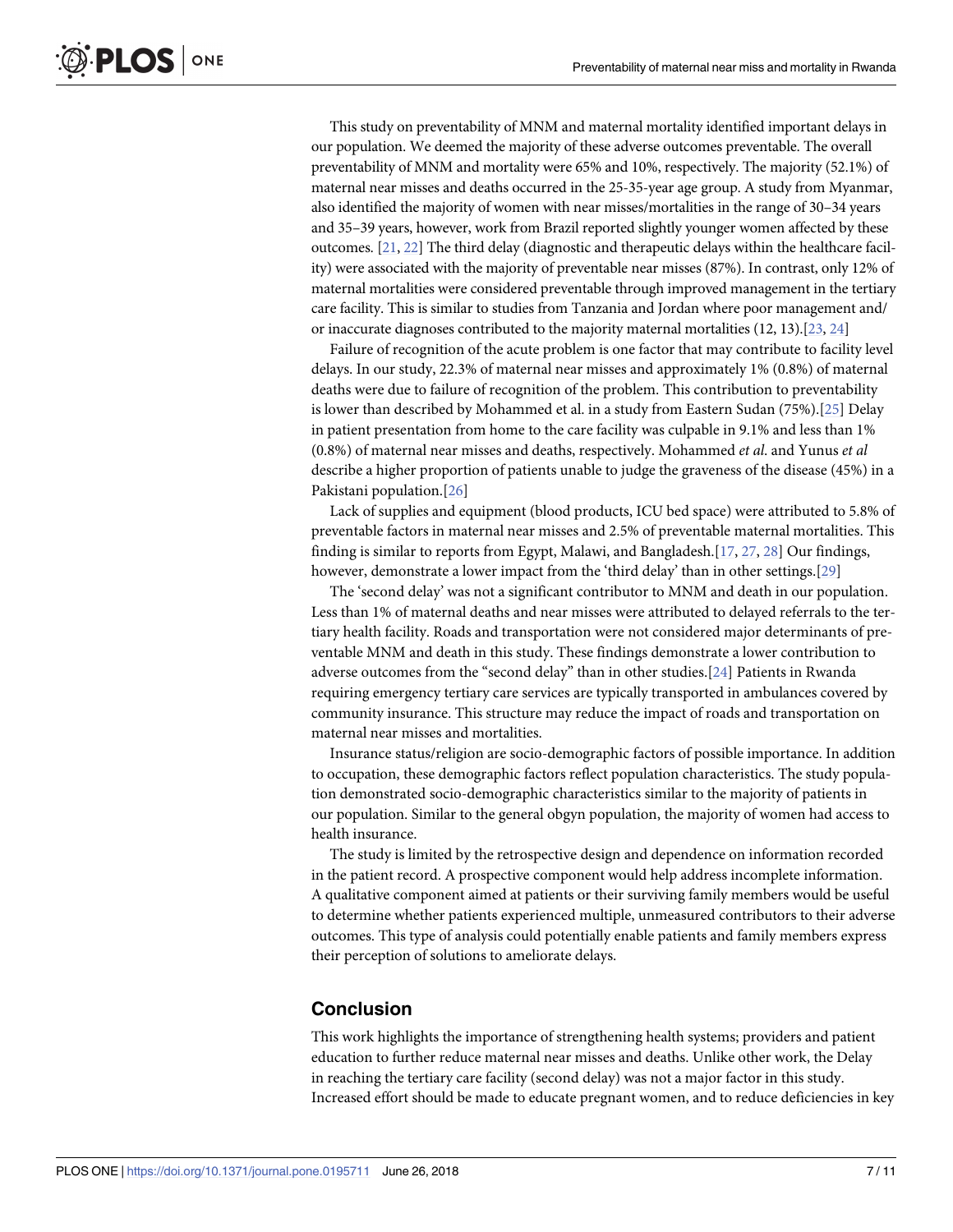This study on preventability of MNM and maternal mortality identified important delays in our population. We deemed the majority of these adverse outcomes preventable. The overall preventability of MNM and mortality were 65% and 10%, respectively. The majority (52.1%) of maternal near misses and deaths occurred in the 25-35-year age group. A study from Myanmar, also identified the majority of women with near misses/mortalities in the range of 30–34 years and 35–39 years, however, work from Brazil reported slightly younger women affected by these outcomes. [21, 22] The third delay (diagnostic and therapeutic delays within the healthcare facility) were associated with the majority of preventable near misses (87%). In contrast, only 12% of maternal mortalities were considered preventable through improved management in the tertiary care facility. This is similar to studies from Tanzania and Jordan where poor management and/or inaccurate diagnoses contributed to the majority maternal mortalities (12, 13).[23, 24]

Failure of recognition of the acute problem is one factor that may contribute to facility level delays. In our study, 22.3% of maternal near misses and approximately 1% (0.8%) of maternal deaths were due to failure of recognition of the problem. This contribution to preventability is lower than described by Mohammed et al. in a study from Eastern Sudan (75%).[25] Delay in patient presentation from home to the care facility was culpable in 9.1% and less than 1% (0.8%) of maternal near misses and deaths, respectively. Mohammed *et al*. and Yunus *et al* describe a higher proportion of patients unable to judge the graveness of the disease (45%) in a Pakistani population.[26]

Lack of supplies and equipment (blood products, ICU bed space) were attributed to 5.8% of preventable factors in maternal near misses and 2.5% of preventable maternal mortalities. This finding is similar to reports from Egypt, Malawi, and Bangladesh.[17, 27, 28] Our findings, however, demonstrate a lower impact from the 'third delay' than in other settings.[29]

The 'second delay' was not a significant contributor to MNM and death in our population. Less than 1% of maternal deaths and near misses were attributed to delayed referrals to the tertiary health facility. Roads and transportation were not considered major determinants of preventable MNM and death in this study. These findings demonstrate a lower contribution to adverse outcomes from the "second delay" than in other studies.[24] Patients in Rwanda requiring emergency tertiary care services are typically transported in ambulances covered by community insurance. This structure may reduce the impact of roads and transportation on maternal near misses and mortalities.

Insurance status/religion are socio-demographic factors of possible importance. In addition to occupation, these demographic factors reflect population characteristics. The study population demonstrated socio-demographic characteristics similar to the majority of patients in our population. Similar to the general obgyn population, the majority of women had access to health insurance.

The study is limited by the retrospective design and dependence on information recorded in the patient record. A prospective component would help address incomplete information. A qualitative component aimed at patients or their surviving family members would be useful to determine whether patients experienced multiple, unmeasured contributors to their adverse outcomes. This type of analysis could potentially enable patients and family members express their perception of solutions to ameliorate delays.

## Conclusion

This work highlights the importance of strengthening health systems; providers and patient education to further reduce maternal near misses and deaths. Unlike other work, the Delay in reaching the tertiary care facility (second delay) was not a major factor in this study. Increased effort should be made to educate pregnant women, and to reduce deficiencies in key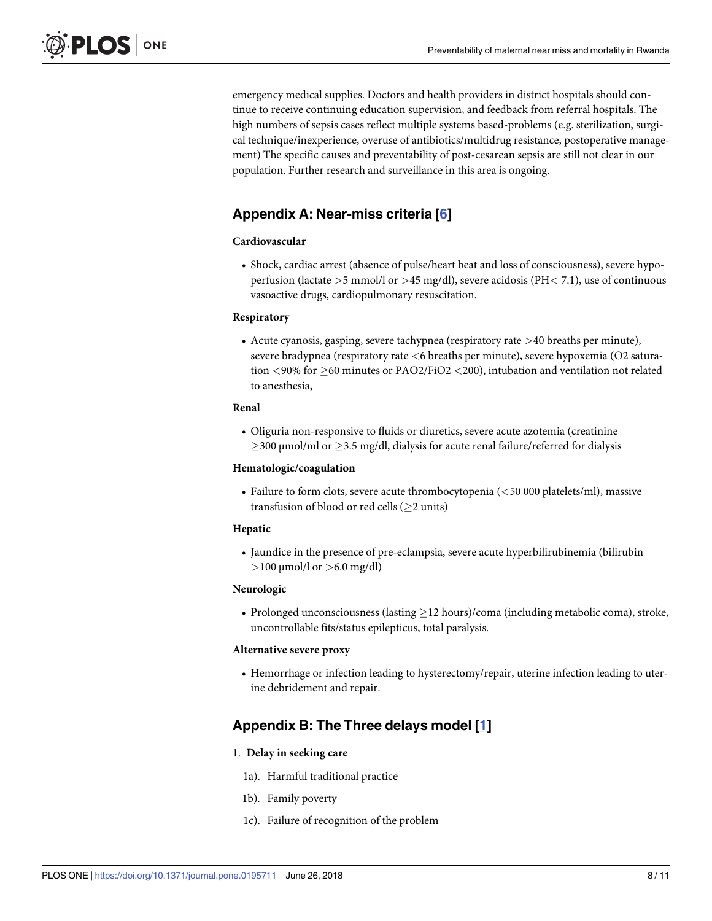emergency medical supplies. Doctors and health providers in district hospitals should continue to receive continuing education supervision, and feedback from referral hospitals. The high numbers of sepsis cases reflect multiple systems based-problems (e.g. sterilization, surgical technique/inexperience, overuse of antibiotics/multidrug resistance, postoperative management) The specific causes and preventability of post-cesarean sepsis are still not clear in our population. Further research and surveillance in this area is ongoing.

## Appendix A: Near-miss criteria [6]

**Cardiovascular**

- Shock, cardiac arrest (absence of pulse/heart beat and loss of consciousness), severe hypoperfusion (lactate >5 mmol/l or >45 mg/dl), severe acidosis (PH< 7.1), use of continuous vasoactive drugs, cardiopulmonary resuscitation.

**Respiratory**

- Acute cyanosis, gasping, severe tachypnea (respiratory rate >40 breaths per minute), severe bradypnea (respiratory rate <6 breaths per minute), severe hypoxemia (O2 saturation <90% for ≥60 minutes or PAO2/FiO2 <200), intubation and ventilation not related to anesthesia,

**Renal**

- Oliguria non-responsive to fluids or diuretics, severe acute azotemia (creatinine ≥300 μmol/ml or ≥3.5 mg/dl, dialysis for acute renal failure/referred for dialysis

**Hematologic/coagulation**

- Failure to form clots, severe acute thrombocytopenia (<50 000 platelets/ml), massive transfusion of blood or red cells (≥2 units)

**Hepatic**

- Jaundice in the presence of pre-eclampsia, severe acute hyperbilirubinemia (bilirubin >100 μmol/l or >6.0 mg/dl)

**Neurologic**

- Prolonged unconsciousness (lasting ≥12 hours)/coma (including metabolic coma), stroke, uncontrollable fits/status epilepticus, total paralysis.

**Alternative severe proxy**

- Hemorrhage or infection leading to hysterectomy/repair, uterine infection leading to uterine debridement and repair.

## Appendix B: The Three delays model [1]

1. **Delay in seeking care**

    1a). Harmful traditional practice

    1b). Family poverty

    1c). Failure of recognition of the problem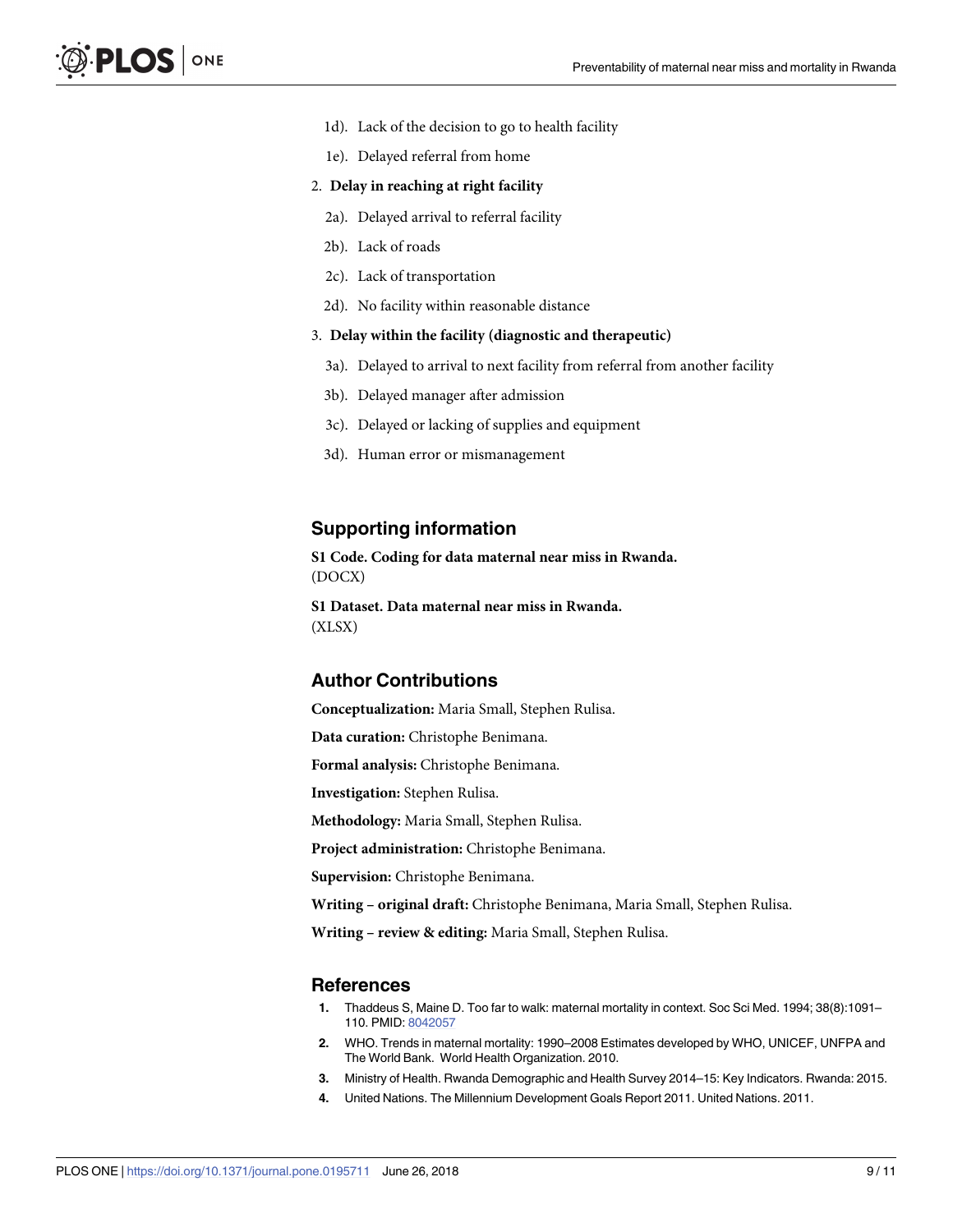1d). Lack of the decision to go to health facility

1e). Delayed referral from home

2. **Delay in reaching at right facility**

2a). Delayed arrival to referral facility

2b). Lack of roads

2c). Lack of transportation

2d). No facility within reasonable distance

3. **Delay within the facility (diagnostic and therapeutic)**

3a). Delayed to arrival to next facility from referral from another facility

3b). Delayed manager after admission

3c). Delayed or lacking of supplies and equipment

3d). Human error or mismanagement

## Supporting information

**S1 Code. Coding for data maternal near miss in Rwanda.**
(DOCX)

**S1 Dataset. Data maternal near miss in Rwanda.**
(XLSX)

## Author Contributions

**Conceptualization:** Maria Small, Stephen Rulisa.

**Data curation:** Christophe Benimana.

**Formal analysis:** Christophe Benimana.

**Investigation:** Stephen Rulisa.

**Methodology:** Maria Small, Stephen Rulisa.

**Project administration:** Christophe Benimana.

**Supervision:** Christophe Benimana.

**Writing – original draft:** Christophe Benimana, Maria Small, Stephen Rulisa.

**Writing – review & editing:** Maria Small, Stephen Rulisa.

## References

1. Thaddeus S, Maine D. Too far to walk: maternal mortality in context. Soc Sci Med. 1994; 38(8):1091–110. PMID: 8042057
2. WHO. Trends in maternal mortality: 1990–2008 Estimates developed by WHO, UNICEF, UNFPA and The World Bank. World Health Organization. 2010.
3. Ministry of Health. Rwanda Demographic and Health Survey 2014–15: Key Indicators. Rwanda: 2015.
4. United Nations. The Millennium Development Goals Report 2011. United Nations. 2011.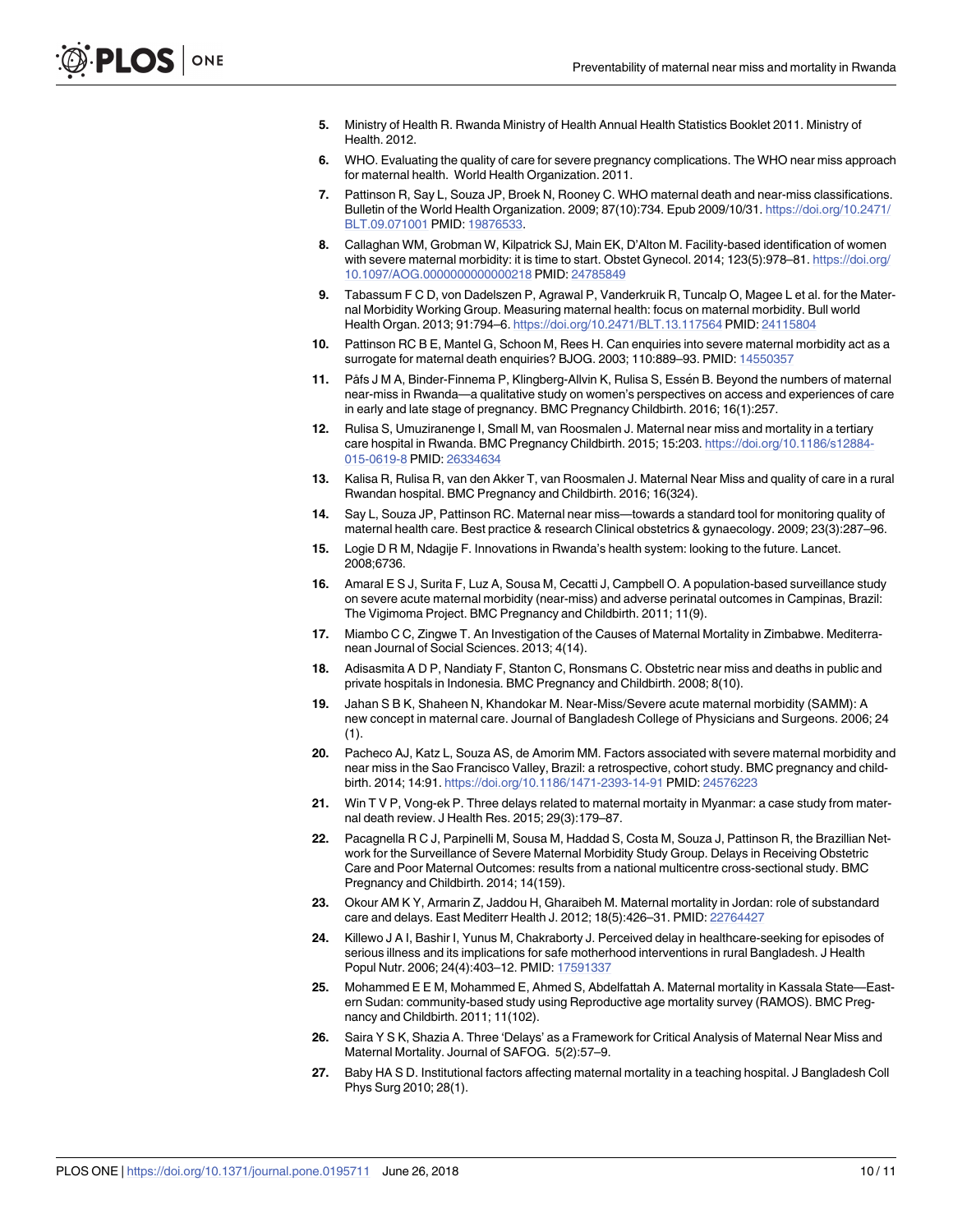5. Ministry of Health R. Rwanda Ministry of Health Annual Health Statistics Booklet 2011. Ministry of Health. 2012.
6. WHO. Evaluating the quality of care for severe pregnancy complications. The WHO near miss approach for maternal health. World Health Organization. 2011.
7. Pattinson R, Say L, Souza JP, Broek N, Rooney C. WHO maternal death and near-miss classifications. Bulletin of the World Health Organization. 2009; 87(10):734. Epub 2009/10/31. https://doi.org/10.2471/BLT.09.071001 PMID: 19876533.
8. Callaghan WM, Grobman W, Kilpatrick SJ, Main EK, D'Alton M. Facility-based identification of women with severe maternal morbidity: it is time to start. Obstet Gynecol. 2014; 123(5):978–81. https://doi.org/10.1097/AOG.0000000000000218 PMID: 24785849
9. Tabassum F C D, von Dadelszen P, Agrawal P, Vanderkruik R, Tuncalp O, Magee L et al. for the Maternal Morbidity Working Group. Measuring maternal health: focus on maternal morbidity. Bull world Health Organ. 2013; 91:794–6. https://doi.org/10.2471/BLT.13.117564 PMID: 24115804
10. Pattinson RC B E, Mantel G, Schoon M, Rees H. Can enquiries into severe maternal morbidity act as a surrogate for maternal death enquiries? BJOG. 2003; 110:889–93. PMID: 14550357
11. Påfs J M A, Binder-Finnema P, Klingberg-Allvin K, Rulisa S, Essén B. Beyond the numbers of maternal near-miss in Rwanda—a qualitative study on women's perspectives on access and experiences of care in early and late stage of pregnancy. BMC Pregnancy Childbirth. 2016; 16(1):257.
12. Rulisa S, Umuziranenge I, Small M, van Roosmalen J. Maternal near miss and mortality in a tertiary care hospital in Rwanda. BMC Pregnancy Childbirth. 2015; 15:203. https://doi.org/10.1186/s12884-015-0619-8 PMID: 26334634
13. Kalisa R, Rulisa R, van den Akker T, van Roosmalen J. Maternal Near Miss and quality of care in a rural Rwandan hospital. BMC Pregnancy and Childbirth. 2016; 16(324).
14. Say L, Souza JP, Pattinson RC. Maternal near miss—towards a standard tool for monitoring quality of maternal health care. Best practice & research Clinical obstetrics & gynaecology. 2009; 23(3):287–96.
15. Logie D R M, Ndagije F. Innovations in Rwanda's health system: looking to the future. Lancet. 2008;6736.
16. Amaral E S J, Surita F, Luz A, Sousa M, Cecatti J, Campbell O. A population-based surveillance study on severe acute maternal morbidity (near-miss) and adverse perinatal outcomes in Campinas, Brazil: The Vigimoma Project. BMC Pregnancy and Childbirth. 2011; 11(9).
17. Miambo C C, Zingwe T. An Investigation of the Causes of Maternal Mortality in Zimbabwe. Mediterranean Journal of Social Sciences. 2013; 4(14).
18. Adisasmita A D P, Nandiaty F, Stanton C, Ronsmans C. Obstetric near miss and deaths in public and private hospitals in Indonesia. BMC Pregnancy and Childbirth. 2008; 8(10).
19. Jahan S B K, Shaheen N, Khandokar M. Near-Miss/Severe acute maternal morbidity (SAMM): A new concept in maternal care. Journal of Bangladesh College of Physicians and Surgeons. 2006; 24 (1).
20. Pacheco AJ, Katz L, Souza AS, de Amorim MM. Factors associated with severe maternal morbidity and near miss in the Sao Francisco Valley, Brazil: a retrospective, cohort study. BMC pregnancy and childbirth. 2014; 14:91. https://doi.org/10.1186/1471-2393-14-91 PMID: 24576223
21. Win T V P, Vong-ek P. Three delays related to maternal mortaity in Myanmar: a case study from maternal death review. J Health Res. 2015; 29(3):179–87.
22. Pacagnella R C J, Parpinelli M, Sousa M, Haddad S, Costa M, Souza J, Pattinson R, the Brazillian Network for the Surveillance of Severe Maternal Morbidity Study Group. Delays in Receiving Obstetric Care and Poor Maternal Outcomes: results from a national multicentre cross-sectional study. BMC Pregnancy and Childbirth. 2014; 14(159).
23. Okour AM K Y, Armarin Z, Jaddou H, Gharaibeh M. Maternal mortality in Jordan: role of substandard care and delays. East Mediterr Health J. 2012; 18(5):426–31. PMID: 22764427
24. Killewo J A I, Bashir I, Yunus M, Chakraborty J. Perceived delay in healthcare-seeking for episodes of serious illness and its implications for safe motherhood interventions in rural Bangladesh. J Health Popul Nutr. 2006; 24(4):403–12. PMID: 17591337
25. Mohammed E E M, Mohammed E, Ahmed S, Abdelfattah A. Maternal mortality in Kassala State—Eastern Sudan: community-based study using Reproductive age mortality survey (RAMOS). BMC Pregnancy and Childbirth. 2011; 11(102).
26. Saira Y S K, Shazia A. Three 'Delays' as a Framework for Critical Analysis of Maternal Near Miss and Maternal Mortality. Journal of SAFOG. 5(2):57–9.
27. Baby HA S D. Institutional factors affecting maternal mortality in a teaching hospital. J Bangladesh Coll Phys Surg 2010; 28(1).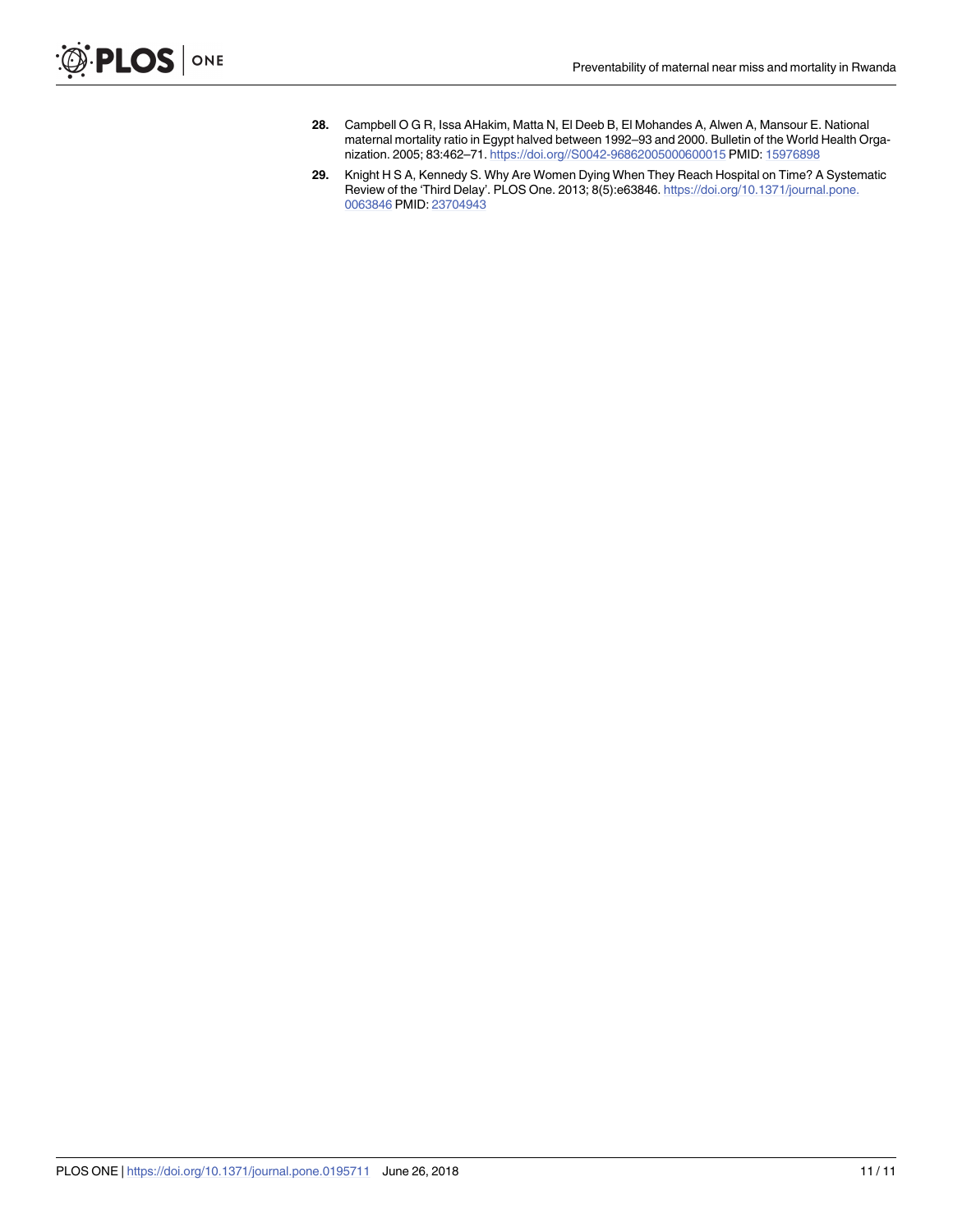28. Campbell O G R, Issa AHakim, Matta N, El Deeb B, El Mohandes A, Alwen A, Mansour E. National maternal mortality ratio in Egypt halved between 1992–93 and 2000. Bulletin of the World Health Organization. 2005; 83:462–71. https://doi.org//S0042-96862005000600015 PMID: 15976898

29. Knight H S A, Kennedy S. Why Are Women Dying When They Reach Hospital on Time? A Systematic Review of the 'Third Delay'. PLOS One. 2013; 8(5):e63846. https://doi.org/10.1371/journal.pone.0063846 PMID: 23704943